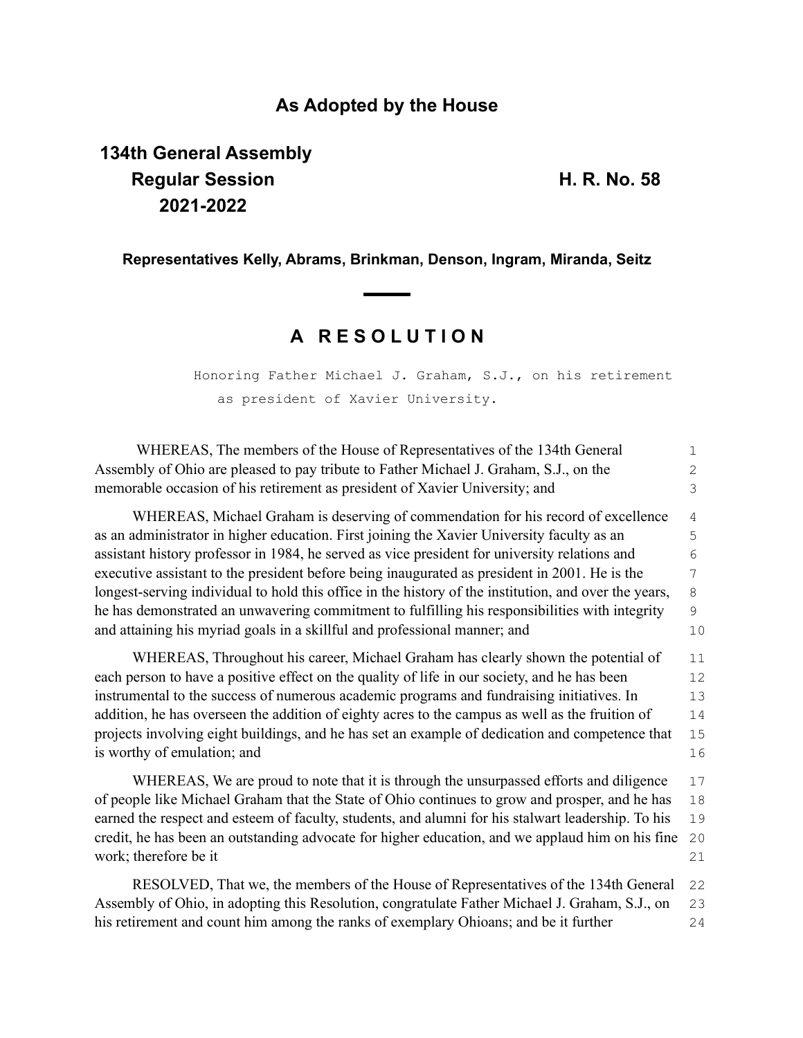## As Adopted by the House

**134th General Assembly**
**Regular Session** **H. R. No. 58**
**2021-2022**

**Representatives Kelly, Abrams, Brinkman, Denson, Ingram, Miranda, Seitz**

---

## A R E S O L U T I O N

Honoring Father Michael J. Graham, S.J., on his retirement as president of Xavier University.

WHEREAS, The members of the House of Representatives of the 134th General Assembly of Ohio are pleased to pay tribute to Father Michael J. Graham, S.J., on the memorable occasion of his retirement as president of Xavier University; and

WHEREAS, Michael Graham is deserving of commendation for his record of excellence as an administrator in higher education. First joining the Xavier University faculty as an assistant history professor in 1984, he served as vice president for university relations and executive assistant to the president before being inaugurated as president in 2001. He is the longest-serving individual to hold this office in the history of the institution, and over the years, he has demonstrated an unwavering commitment to fulfilling his responsibilities with integrity and attaining his myriad goals in a skillful and professional manner; and

WHEREAS, Throughout his career, Michael Graham has clearly shown the potential of each person to have a positive effect on the quality of life in our society, and he has been instrumental to the success of numerous academic programs and fundraising initiatives. In addition, he has overseen the addition of eighty acres to the campus as well as the fruition of projects involving eight buildings, and he has set an example of dedication and competence that is worthy of emulation; and

WHEREAS, We are proud to note that it is through the unsurpassed efforts and diligence of people like Michael Graham that the State of Ohio continues to grow and prosper, and he has earned the respect and esteem of faculty, students, and alumni for his stalwart leadership. To his credit, he has been an outstanding advocate for higher education, and we applaud him on his fine work; therefore be it

RESOLVED, That we, the members of the House of Representatives of the 134th General Assembly of Ohio, in adopting this Resolution, congratulate Father Michael J. Graham, S.J., on his retirement and count him among the ranks of exemplary Ohioans; and be it further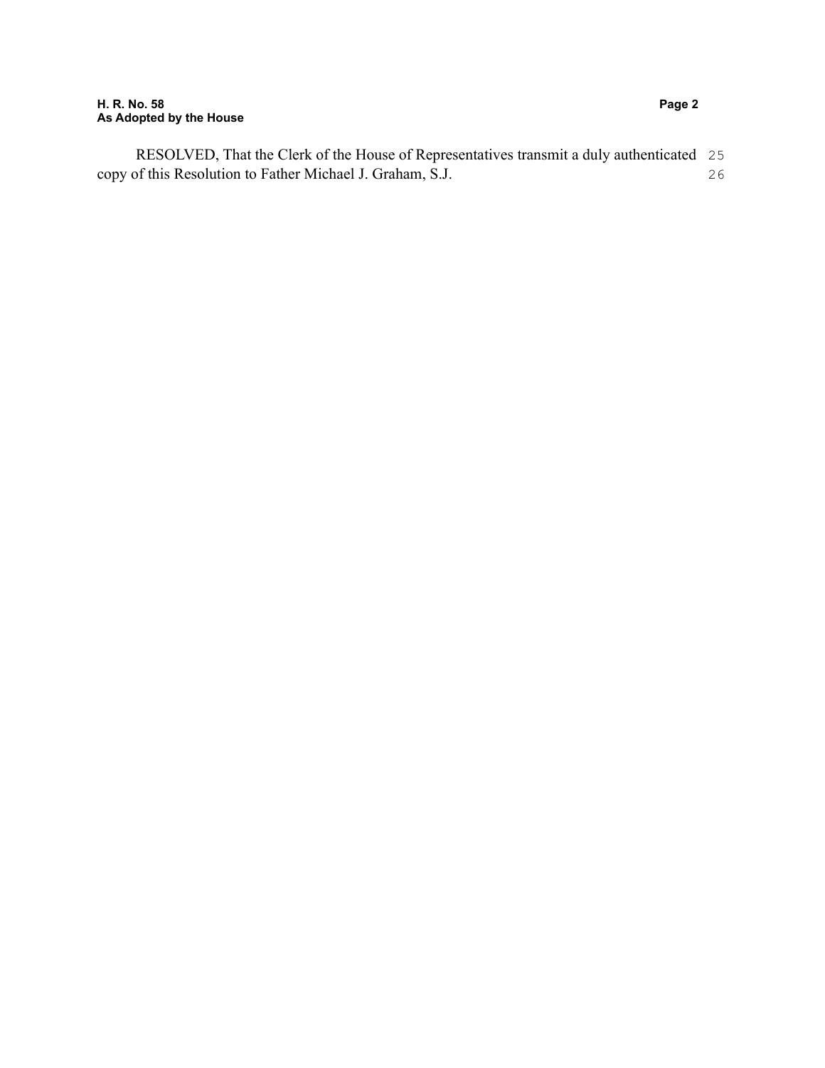RESOLVED, That the Clerk of the House of Representatives transmit a duly authenticated copy of this Resolution to Father Michael J. Graham, S.J.